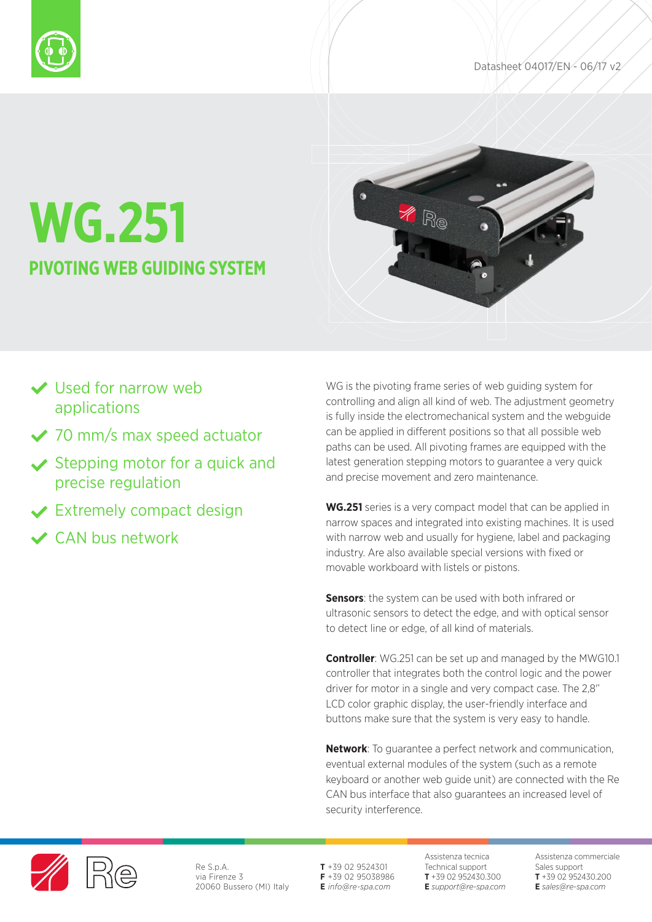Datasheet 04017/EN - 06/17 v2

# WG.251

## PIVOTING WEB GUIDING SYSTEM

- Used for narrow web applications
- 70 mm/s max speed actuator
- Stepping motor for a quick and precise regulation
- Extremely compact design
- CAN bus network

WG is the pivoting frame series of web guiding system for controlling and align all kind of web. The adjustment geometry is fully inside the electromechanical system and the webguide can be applied in different positions so that all possible web paths can be used. All pivoting frames are equipped with the latest generation stepping motors to guarantee a very quick and precise movement and zero maintenance.

**WG.251** series is a very compact model that can be applied in narrow spaces and integrated into existing machines. It is used with narrow web and usually for hygiene, label and packaging industry. Are also available special versions with fixed or movable workboard with listels or pistons.

**Sensors**: the system can be used with both infrared or ultrasonic sensors to detect the edge, and with optical sensor to detect line or edge, of all kind of materials.

**Controller**: WG.251 can be set up and managed by the MWG10.1 controller that integrates both the control logic and the power driver for motor in a single and very compact case. The 2,8" LCD color graphic display, the user-friendly interface and buttons make sure that the system is very easy to handle.

**Network**: To guarantee a perfect network and communication, eventual external modules of the system (such as a remote keyboard or another web guide unit) are connected with the Re CAN bus interface that also guarantees an increased level of security interference.

Re S.p.A.
via Firenze 3
20060 Bussero (MI) Italy

**T** +39 02 9524301
**F** +39 02 95038986
**E** *info@re-spa.com*

Assistenza tecnica
Technical support
**T** +39 02 952430.300
**E** *support@re-spa.com*

Assistenza commerciale
Sales support
**T** +39 02 952430.200
**E** *sales@re-spa.com*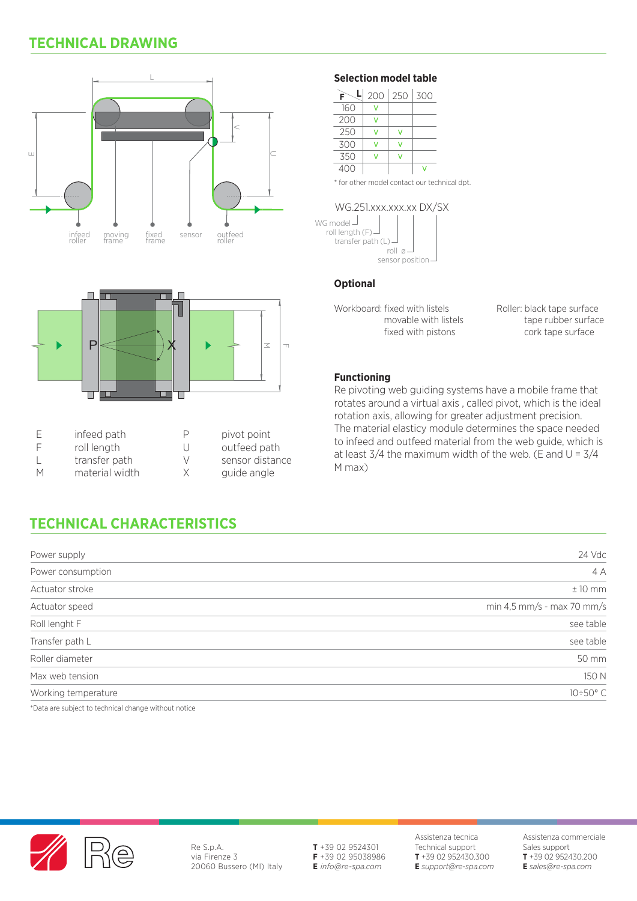## TECHNICAL DRAWING

L

E

U

V

infeed roller

moving frame

fixed frame

sensor

outfeed roller

P

X

M

F

| | | | |
|---|---|---|---|
| E | infeed path | P | pivot point |
| F | roll length | U | outfeed path |
| L | transfer path | V | sensor distance |
| M | material width | X | guide angle |

### Selection model table

| F \ L | 200 | 250 | 300 |
|---|---|---|---|
| 160 | V | | |
| 200 | V | | |
| 250 | V | V | |
| 300 | V | V | |
| 350 | V | V | |
| 400 | | | V |

* for other model contact our technical dpt.

WG.251.xxx.xxx.xx DX/SX

- WG model
- roll length (F)
- transfer path (L)
- roll ø
- sensor position

### Optional

Workboard: fixed with listels
movable with listels
fixed with pistons

Roller: black tape surface
tape rubber surface
cork tape surface

### Functioning

Re pivoting web guiding systems have a mobile frame that rotates around a virtual axis , called pivot, which is the ideal rotation axis, allowing for greater adjustment precision. The material elasticy module determines the space needed to infeed and outfeed material from the web guide, which is at least 3/4 the maximum width of the web. (E and U = 3/4 M max)

## TECHNICAL CHARACTERISTICS

| | |
|---|---|
| Power supply | 24 Vdc |
| Power consumption | 4 A |
| Actuator stroke | ± 10 mm |
| Actuator speed | min 4,5 mm/s - max 70 mm/s |
| Roll lenght F | see table |
| Transfer path L | see table |
| Roller diameter | 50 mm |
| Max web tension | 150 N |
| Working temperature | 10÷50° C |

*Data are subject to technical change without notice

Re S.p.A.
via Firenze 3
20060 Bussero (MI) Italy

**T** +39 02 9524301
**F** +39 02 95038986
**E** *info@re-spa.com*

Assistenza tecnica
Technical support
**T** +39 02 952430.300
**E** *support@re-spa.com*

Assistenza commerciale
Sales support
**T** +39 02 952430.200
**E** *sales@re-spa.com*